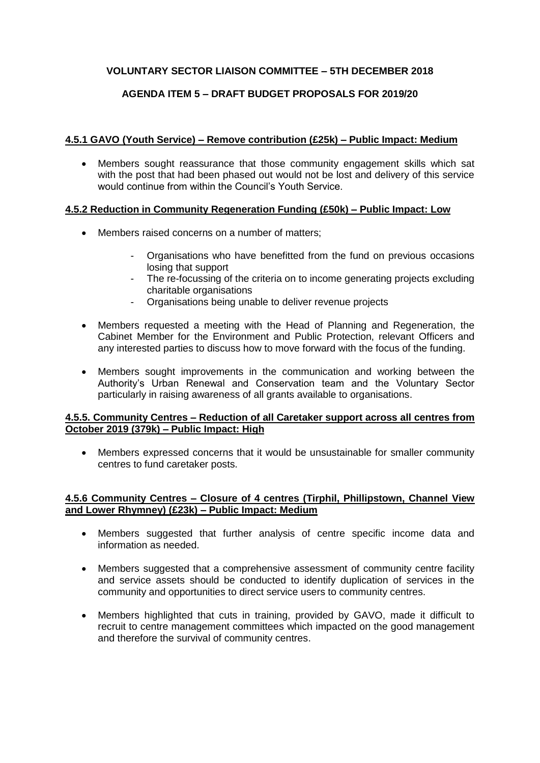**VOLUNTARY SECTOR LIAISON COMMITTEE – 5TH DECEMBER 2018**

**AGENDA ITEM 5 – DRAFT BUDGET PROPOSALS FOR 2019/20**

**4.5.1 GAVO (Youth Service) – Remove contribution (£25k) – Public Impact: Medium**

- Members sought reassurance that those community engagement skills which sat with the post that had been phased out would not be lost and delivery of this service would continue from within the Council's Youth Service.

**4.5.2 Reduction in Community Regeneration Funding (£50k) – Public Impact: Low**

- Members raised concerns on a number of matters;
  - Organisations who have benefitted from the fund on previous occasions losing that support
  - The re-focussing of the criteria on to income generating projects excluding charitable organisations
  - Organisations being unable to deliver revenue projects
- Members requested a meeting with the Head of Planning and Regeneration, the Cabinet Member for the Environment and Public Protection, relevant Officers and any interested parties to discuss how to move forward with the focus of the funding.
- Members sought improvements in the communication and working between the Authority's Urban Renewal and Conservation team and the Voluntary Sector particularly in raising awareness of all grants available to organisations.

**4.5.5. Community Centres – Reduction of all Caretaker support across all centres from October 2019 (379k) – Public Impact: High**

- Members expressed concerns that it would be unsustainable for smaller community centres to fund caretaker posts.

**4.5.6 Community Centres – Closure of 4 centres (Tirphil, Phillipstown, Channel View and Lower Rhymney) (£23k) – Public Impact: Medium**

- Members suggested that further analysis of centre specific income data and information as needed.
- Members suggested that a comprehensive assessment of community centre facility and service assets should be conducted to identify duplication of services in the community and opportunities to direct service users to community centres.
- Members highlighted that cuts in training, provided by GAVO, made it difficult to recruit to centre management committees which impacted on the good management and therefore the survival of community centres.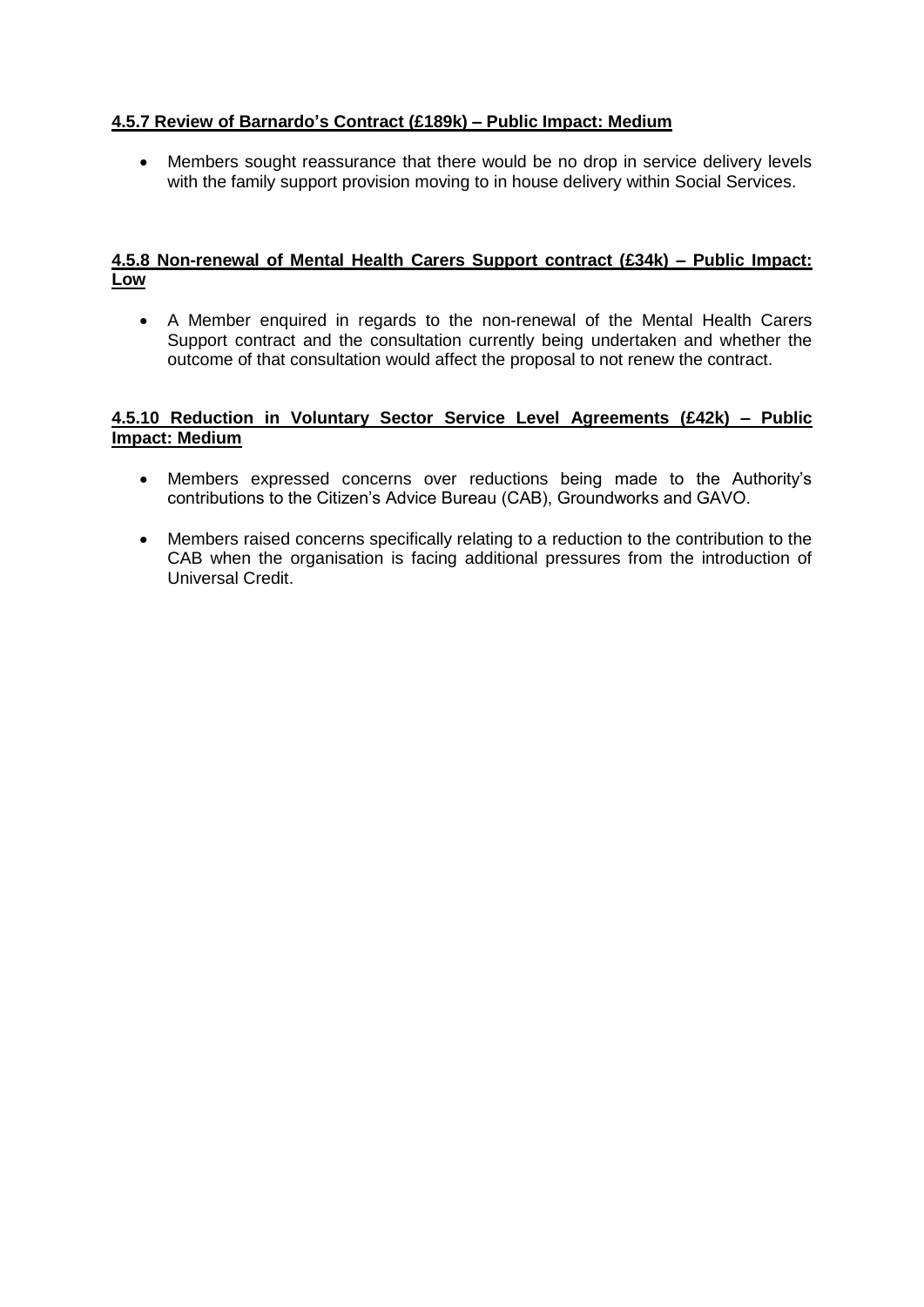**4.5.7 Review of Barnardo's Contract (£189k) – Public Impact: Medium**

- Members sought reassurance that there would be no drop in service delivery levels with the family support provision moving to in house delivery within Social Services.

**4.5.8 Non-renewal of Mental Health Carers Support contract (£34k) – Public Impact: Low**

- A Member enquired in regards to the non-renewal of the Mental Health Carers Support contract and the consultation currently being undertaken and whether the outcome of that consultation would affect the proposal to not renew the contract.

**4.5.10 Reduction in Voluntary Sector Service Level Agreements (£42k) – Public Impact: Medium**

- Members expressed concerns over reductions being made to the Authority's contributions to the Citizen's Advice Bureau (CAB), Groundworks and GAVO.

- Members raised concerns specifically relating to a reduction to the contribution to the CAB when the organisation is facing additional pressures from the introduction of Universal Credit.